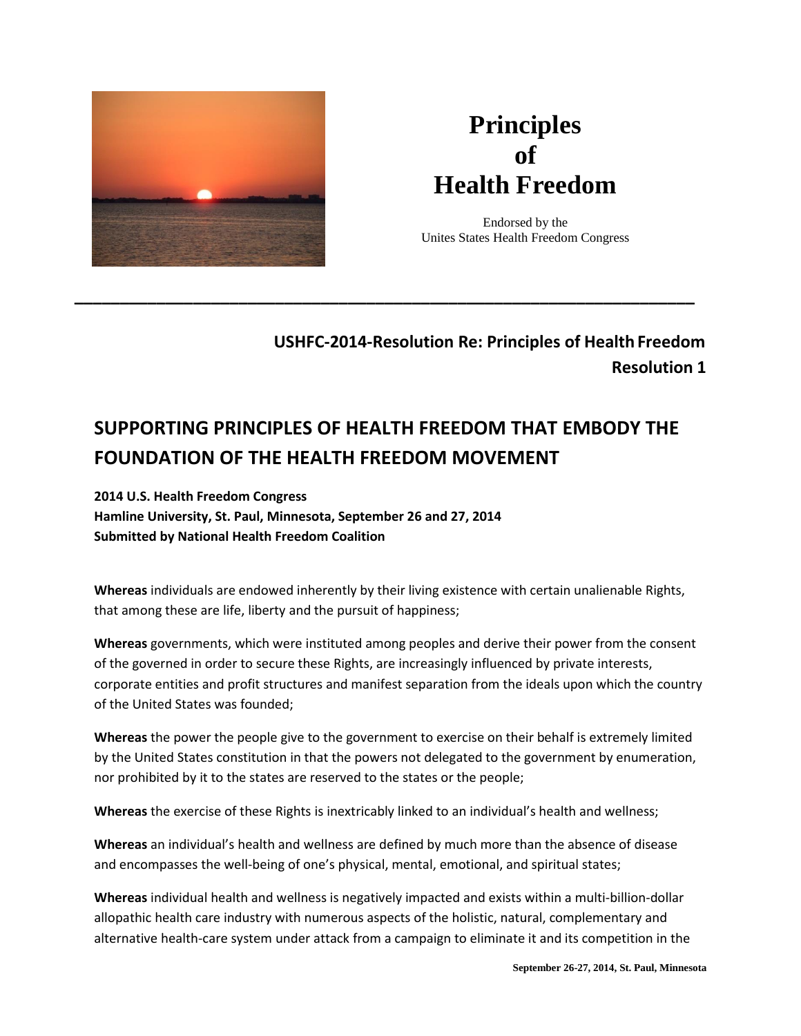# Principles of Health Freedom

Endorsed by the
Unites States Health Freedom Congress

---

**USHFC-2014-Resolution Re: Principles of Health Freedom**
**Resolution 1**

## SUPPORTING PRINCIPLES OF HEALTH FREEDOM THAT EMBODY THE FOUNDATION OF THE HEALTH FREEDOM MOVEMENT

**2014 U.S. Health Freedom Congress**
**Hamline University, St. Paul, Minnesota, September 26 and 27, 2014**
**Submitted by National Health Freedom Coalition**

**Whereas** individuals are endowed inherently by their living existence with certain unalienable Rights, that among these are life, liberty and the pursuit of happiness;

**Whereas** governments, which were instituted among peoples and derive their power from the consent of the governed in order to secure these Rights, are increasingly influenced by private interests, corporate entities and profit structures and manifest separation from the ideals upon which the country of the United States was founded;

**Whereas** the power the people give to the government to exercise on their behalf is extremely limited by the United States constitution in that the powers not delegated to the government by enumeration, nor prohibited by it to the states are reserved to the states or the people;

**Whereas** the exercise of these Rights is inextricably linked to an individual's health and wellness;

**Whereas** an individual's health and wellness are defined by much more than the absence of disease and encompasses the well-being of one's physical, mental, emotional, and spiritual states;

**Whereas** individual health and wellness is negatively impacted and exists within a multi-billion-dollar allopathic health care industry with numerous aspects of the holistic, natural, complementary and alternative health-care system under attack from a campaign to eliminate it and its competition in the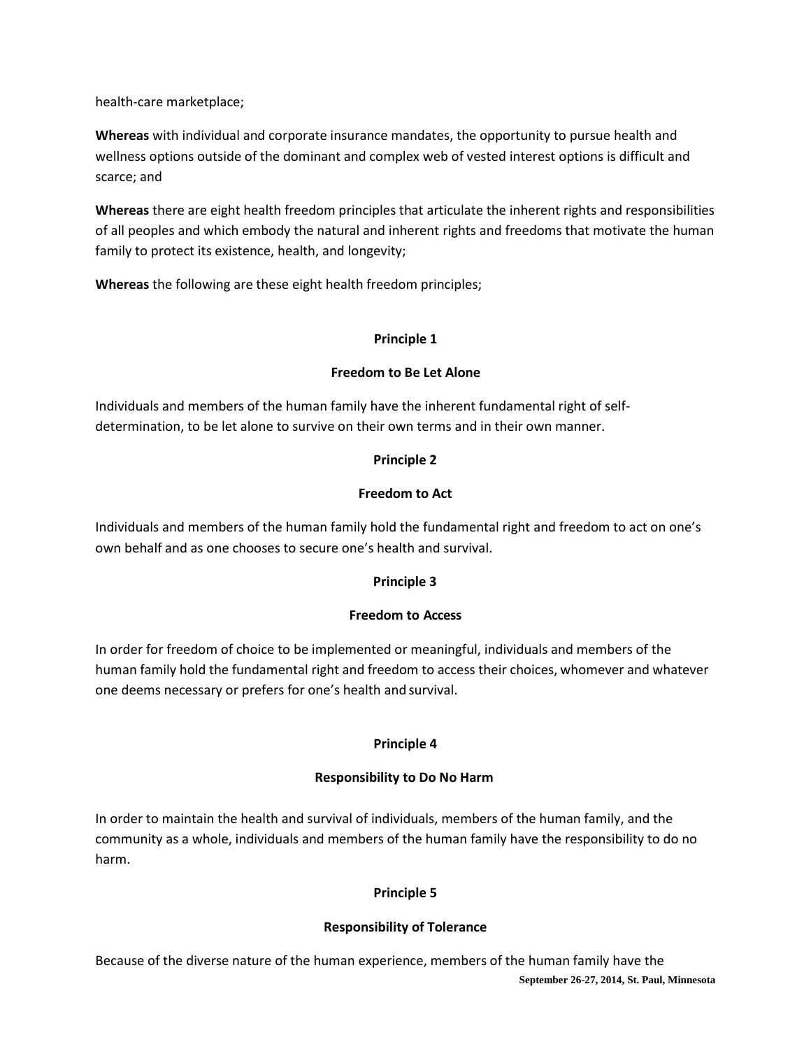health-care marketplace;

**Whereas** with individual and corporate insurance mandates, the opportunity to pursue health and wellness options outside of the dominant and complex web of vested interest options is difficult and scarce; and

**Whereas** there are eight health freedom principles that articulate the inherent rights and responsibilities of all peoples and which embody the natural and inherent rights and freedoms that motivate the human family to protect its existence, health, and longevity;

**Whereas** the following are these eight health freedom principles;

**Principle 1**

**Freedom to Be Let Alone**

Individuals and members of the human family have the inherent fundamental right of self-determination, to be let alone to survive on their own terms and in their own manner.

**Principle 2**

**Freedom to Act**

Individuals and members of the human family hold the fundamental right and freedom to act on one's own behalf and as one chooses to secure one's health and survival.

**Principle 3**

**Freedom to Access**

In order for freedom of choice to be implemented or meaningful, individuals and members of the human family hold the fundamental right and freedom to access their choices, whomever and whatever one deems necessary or prefers for one's health and survival.

**Principle 4**

**Responsibility to Do No Harm**

In order to maintain the health and survival of individuals, members of the human family, and the community as a whole, individuals and members of the human family have the responsibility to do no harm.

**Principle 5**

**Responsibility of Tolerance**

Because of the diverse nature of the human experience, members of the human family have the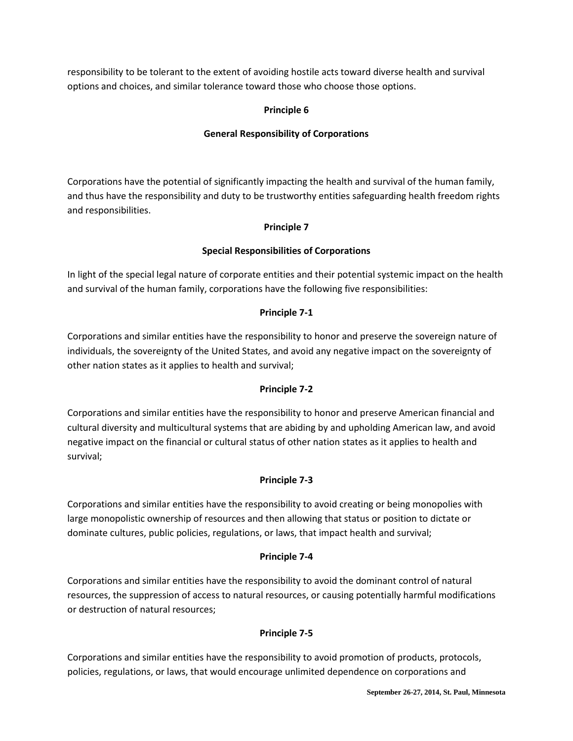responsibility to be tolerant to the extent of avoiding hostile acts toward diverse health and survival options and choices, and similar tolerance toward those who choose those options.

**Principle 6**

**General Responsibility of Corporations**

Corporations have the potential of significantly impacting the health and survival of the human family, and thus have the responsibility and duty to be trustworthy entities safeguarding health freedom rights and responsibilities.

**Principle 7**

**Special Responsibilities of Corporations**

In light of the special legal nature of corporate entities and their potential systemic impact on the health and survival of the human family, corporations have the following five responsibilities:

**Principle 7-1**

Corporations and similar entities have the responsibility to honor and preserve the sovereign nature of individuals, the sovereignty of the United States, and avoid any negative impact on the sovereignty of other nation states as it applies to health and survival;

**Principle 7-2**

Corporations and similar entities have the responsibility to honor and preserve American financial and cultural diversity and multicultural systems that are abiding by and upholding American law, and avoid negative impact on the financial or cultural status of other nation states as it applies to health and survival;

**Principle 7-3**

Corporations and similar entities have the responsibility to avoid creating or being monopolies with large monopolistic ownership of resources and then allowing that status or position to dictate or dominate cultures, public policies, regulations, or laws, that impact health and survival;

**Principle 7-4**

Corporations and similar entities have the responsibility to avoid the dominant control of natural resources, the suppression of access to natural resources, or causing potentially harmful modifications or destruction of natural resources;

**Principle 7-5**

Corporations and similar entities have the responsibility to avoid promotion of products, protocols, policies, regulations, or laws, that would encourage unlimited dependence on corporations and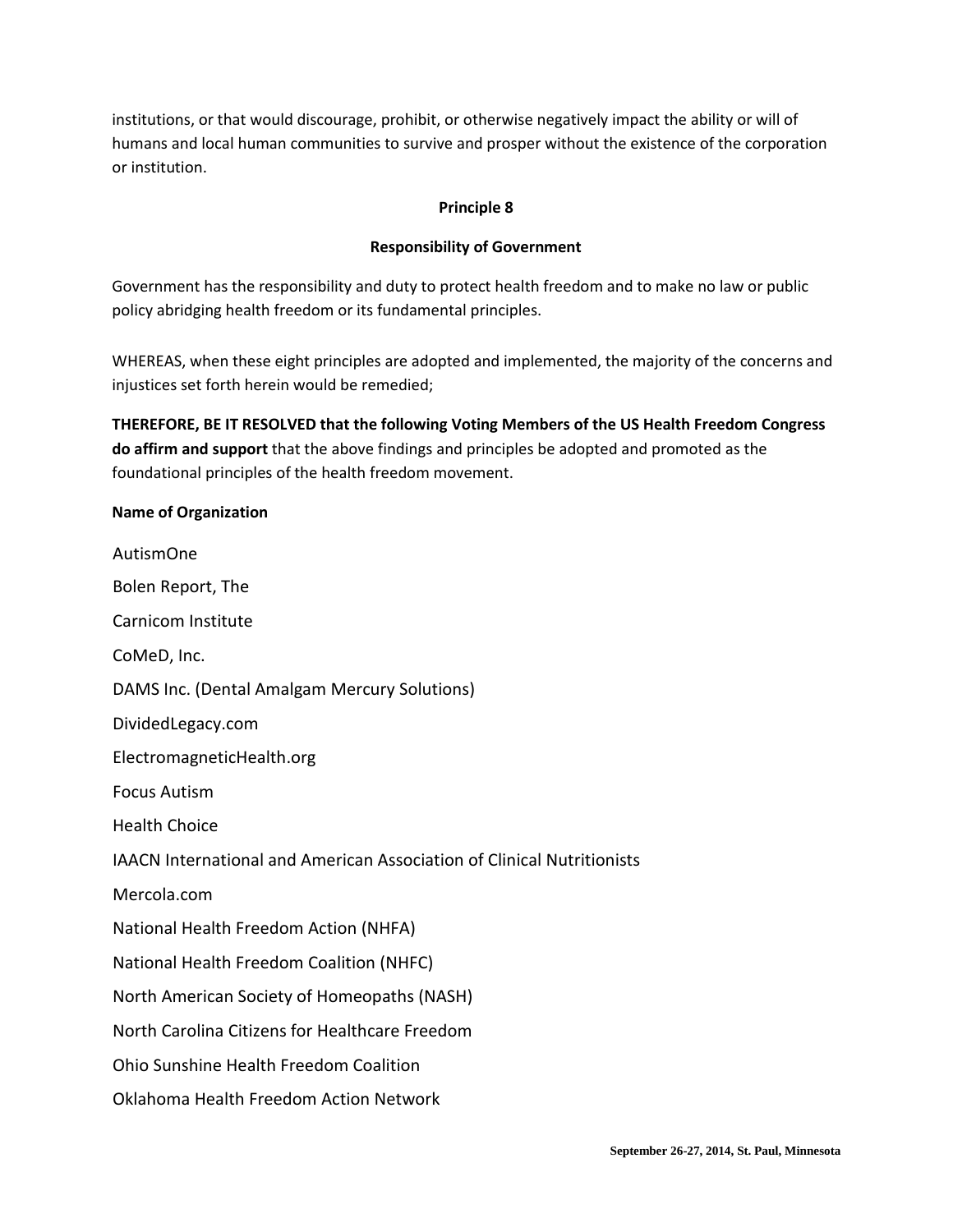institutions, or that would discourage, prohibit, or otherwise negatively impact the ability or will of humans and local human communities to survive and prosper without the existence of the corporation or institution.

**Principle 8**

**Responsibility of Government**

Government has the responsibility and duty to protect health freedom and to make no law or public policy abridging health freedom or its fundamental principles.

WHEREAS, when these eight principles are adopted and implemented, the majority of the concerns and injustices set forth herein would be remedied;

**THEREFORE, BE IT RESOLVED that the following Voting Members of the US Health Freedom Congress do affirm and support** that the above findings and principles be adopted and promoted as the foundational principles of the health freedom movement.

**Name of Organization**

AutismOne

Bolen Report, The

Carnicom Institute

CoMeD, Inc.

DAMS Inc. (Dental Amalgam Mercury Solutions)

DividedLegacy.com

ElectromagneticHealth.org

Focus Autism

Health Choice

IAACN International and American Association of Clinical Nutritionists

Mercola.com

National Health Freedom Action (NHFA)

National Health Freedom Coalition (NHFC)

North American Society of Homeopaths (NASH)

North Carolina Citizens for Healthcare Freedom

Ohio Sunshine Health Freedom Coalition

Oklahoma Health Freedom Action Network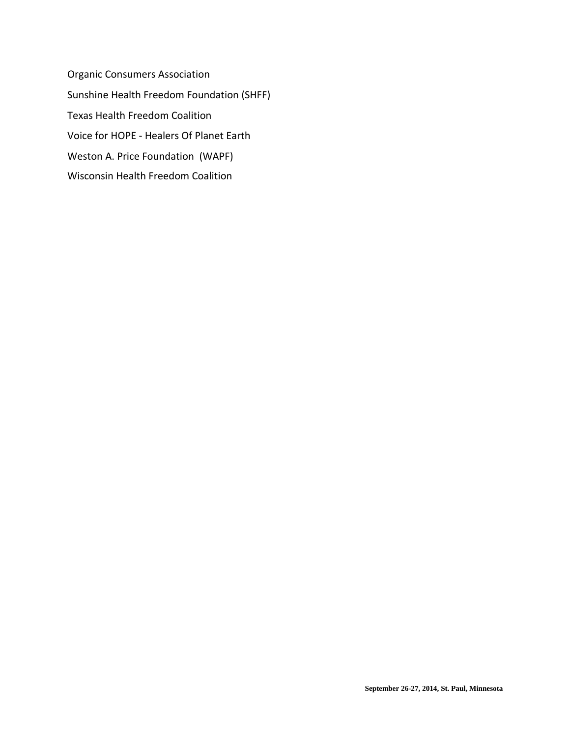Organic Consumers Association

Sunshine Health Freedom Foundation (SHFF)

Texas Health Freedom Coalition

Voice for HOPE - Healers Of Planet Earth

Weston A. Price Foundation (WAPF)

Wisconsin Health Freedom Coalition